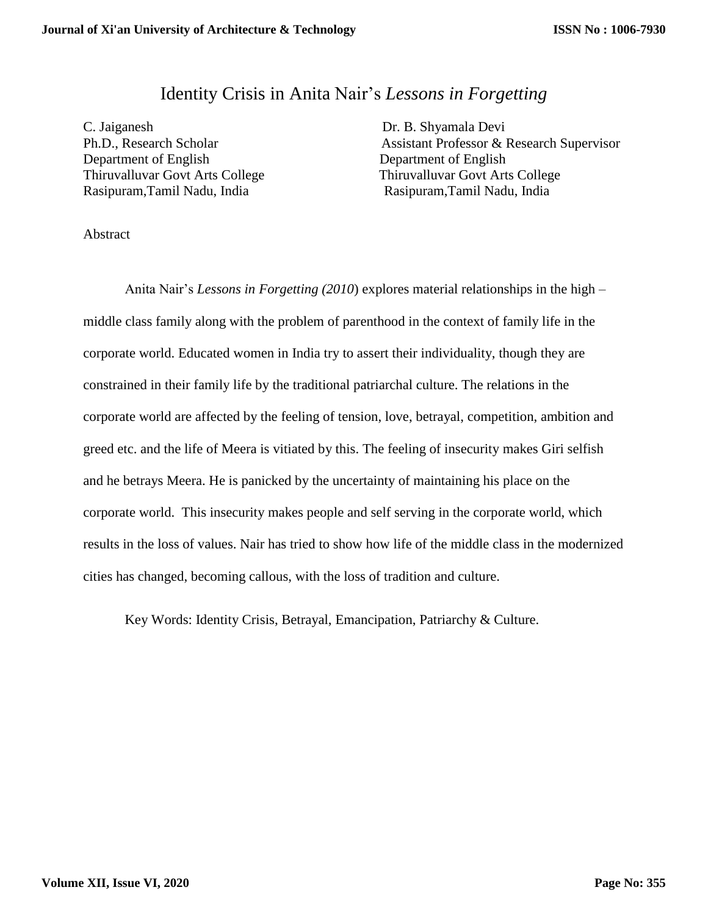# Identity Crisis in Anita Nair's *Lessons in Forgetting*

C. Jaiganesh
Ph.D., Research Scholar
Department of English
Thiruvalluvar Govt Arts College
Rasipuram,Tamil Nadu, India

Dr. B. Shyamala Devi
Assistant Professor & Research Supervisor
Department of English
Thiruvalluvar Govt Arts College
Rasipuram,Tamil Nadu, India

Abstract

Anita Nair's *Lessons in Forgetting (2010*) explores material relationships in the high – middle class family along with the problem of parenthood in the context of family life in the corporate world. Educated women in India try to assert their individuality, though they are constrained in their family life by the traditional patriarchal culture. The relations in the corporate world are affected by the feeling of tension, love, betrayal, competition, ambition and greed etc. and the life of Meera is vitiated by this. The feeling of insecurity makes Giri selfish and he betrays Meera. He is panicked by the uncertainty of maintaining his place on the corporate world. This insecurity makes people and self serving in the corporate world, which results in the loss of values. Nair has tried to show how life of the middle class in the modernized cities has changed, becoming callous, with the loss of tradition and culture.

Key Words: Identity Crisis, Betrayal, Emancipation, Patriarchy & Culture.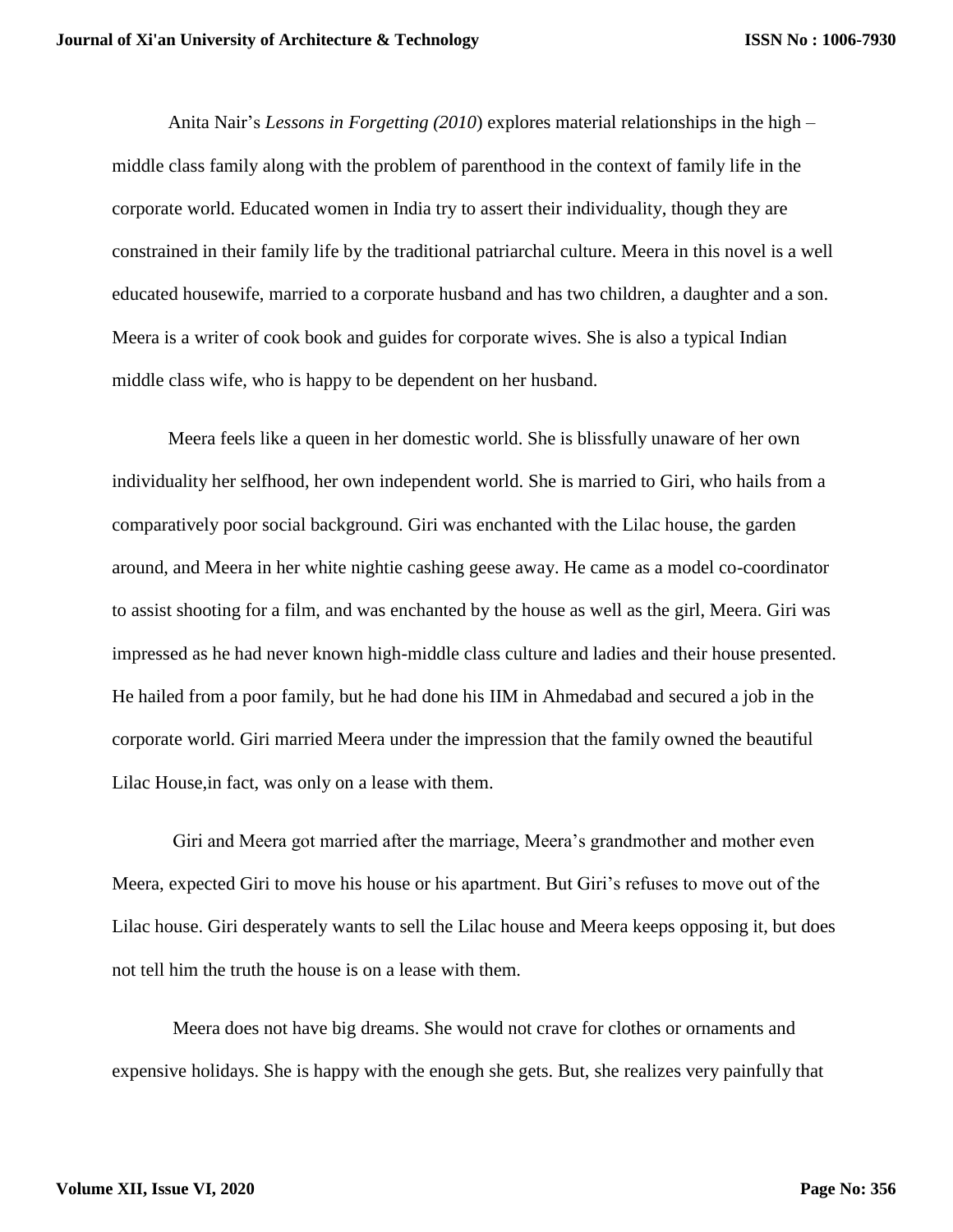Anita Nair's *Lessons in Forgetting (2010*) explores material relationships in the high – middle class family along with the problem of parenthood in the context of family life in the corporate world. Educated women in India try to assert their individuality, though they are constrained in their family life by the traditional patriarchal culture. Meera in this novel is a well educated housewife, married to a corporate husband and has two children, a daughter and a son. Meera is a writer of cook book and guides for corporate wives. She is also a typical Indian middle class wife, who is happy to be dependent on her husband.

Meera feels like a queen in her domestic world. She is blissfully unaware of her own individuality her selfhood, her own independent world. She is married to Giri, who hails from a comparatively poor social background. Giri was enchanted with the Lilac house, the garden around, and Meera in her white nightie cashing geese away. He came as a model co-coordinator to assist shooting for a film, and was enchanted by the house as well as the girl, Meera. Giri was impressed as he had never known high-middle class culture and ladies and their house presented. He hailed from a poor family, but he had done his IIM in Ahmedabad and secured a job in the corporate world. Giri married Meera under the impression that the family owned the beautiful Lilac House,in fact, was only on a lease with them.

Giri and Meera got married after the marriage, Meera's grandmother and mother even Meera, expected Giri to move his house or his apartment. But Giri's refuses to move out of the Lilac house. Giri desperately wants to sell the Lilac house and Meera keeps opposing it, but does not tell him the truth the house is on a lease with them.

Meera does not have big dreams. She would not crave for clothes or ornaments and expensive holidays. She is happy with the enough she gets. But, she realizes very painfully that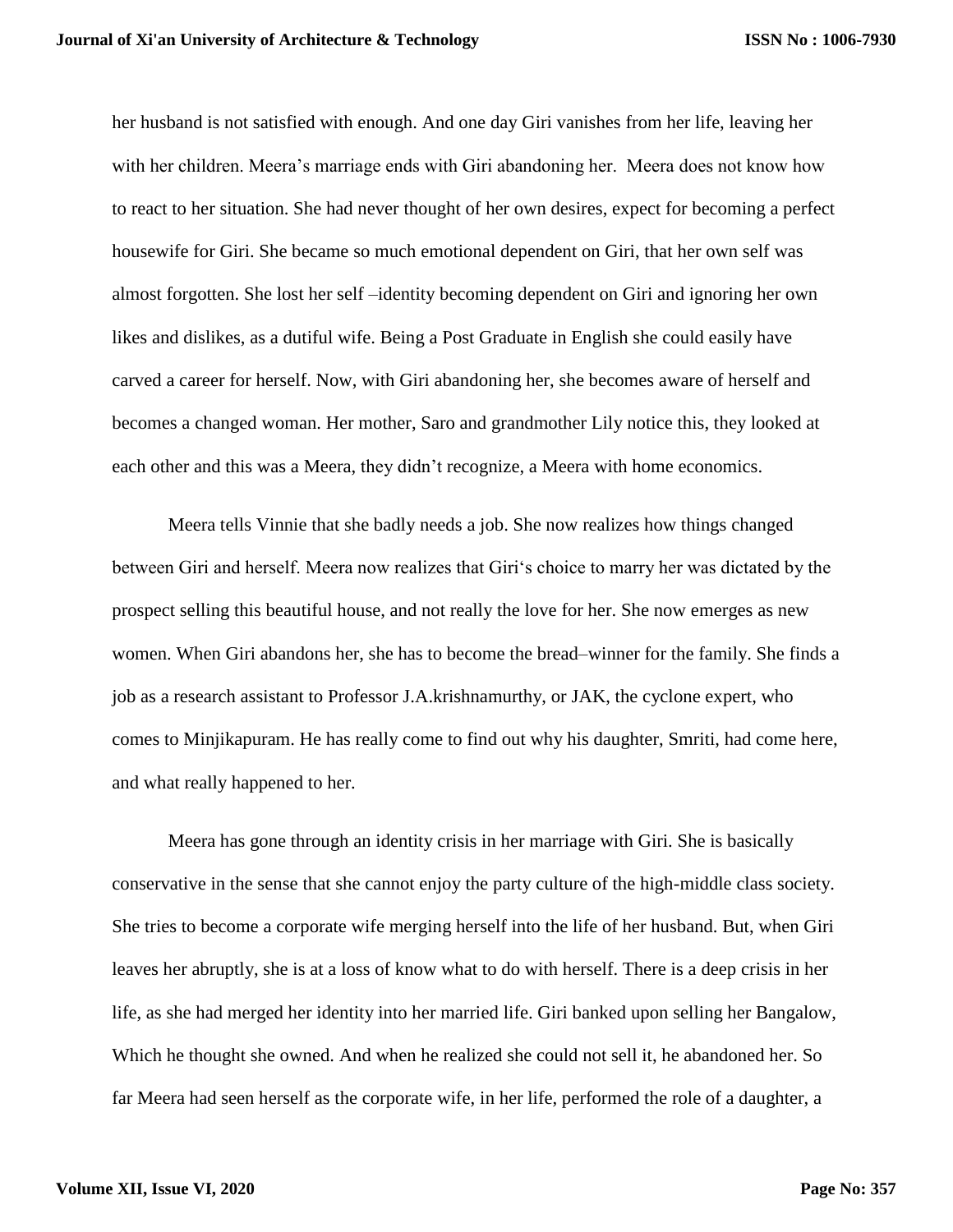her husband is not satisfied with enough. And one day Giri vanishes from her life, leaving her with her children. Meera's marriage ends with Giri abandoning her. Meera does not know how to react to her situation. She had never thought of her own desires, expect for becoming a perfect housewife for Giri. She became so much emotional dependent on Giri, that her own self was almost forgotten. She lost her self –identity becoming dependent on Giri and ignoring her own likes and dislikes, as a dutiful wife. Being a Post Graduate in English she could easily have carved a career for herself. Now, with Giri abandoning her, she becomes aware of herself and becomes a changed woman. Her mother, Saro and grandmother Lily notice this, they looked at each other and this was a Meera, they didn't recognize, a Meera with home economics.

Meera tells Vinnie that she badly needs a job. She now realizes how things changed between Giri and herself. Meera now realizes that Giri's choice to marry her was dictated by the prospect selling this beautiful house, and not really the love for her. She now emerges as new women. When Giri abandons her, she has to become the bread–winner for the family. She finds a job as a research assistant to Professor J.A.krishnamurthy, or JAK, the cyclone expert, who comes to Minjikapuram. He has really come to find out why his daughter, Smriti, had come here, and what really happened to her.

Meera has gone through an identity crisis in her marriage with Giri. She is basically conservative in the sense that she cannot enjoy the party culture of the high-middle class society. She tries to become a corporate wife merging herself into the life of her husband. But, when Giri leaves her abruptly, she is at a loss of know what to do with herself. There is a deep crisis in her life, as she had merged her identity into her married life. Giri banked upon selling her Bangalow, Which he thought she owned. And when he realized she could not sell it, he abandoned her. So far Meera had seen herself as the corporate wife, in her life, performed the role of a daughter, a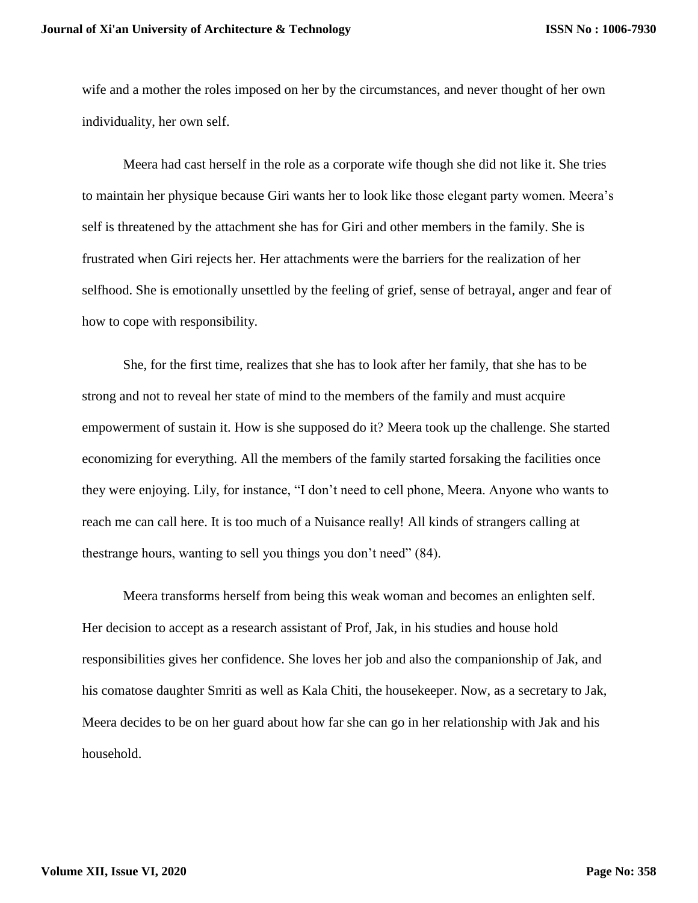wife and a mother the roles imposed on her by the circumstances, and never thought of her own individuality, her own self.

Meera had cast herself in the role as a corporate wife though she did not like it. She tries to maintain her physique because Giri wants her to look like those elegant party women. Meera's self is threatened by the attachment she has for Giri and other members in the family. She is frustrated when Giri rejects her. Her attachments were the barriers for the realization of her selfhood. She is emotionally unsettled by the feeling of grief, sense of betrayal, anger and fear of how to cope with responsibility.

She, for the first time, realizes that she has to look after her family, that she has to be strong and not to reveal her state of mind to the members of the family and must acquire empowerment of sustain it. How is she supposed do it? Meera took up the challenge. She started economizing for everything. All the members of the family started forsaking the facilities once they were enjoying. Lily, for instance, "I don't need to cell phone, Meera. Anyone who wants to reach me can call here. It is too much of a Nuisance really! All kinds of strangers calling at thestrange hours, wanting to sell you things you don't need" (84).

Meera transforms herself from being this weak woman and becomes an enlighten self. Her decision to accept as a research assistant of Prof, Jak, in his studies and house hold responsibilities gives her confidence. She loves her job and also the companionship of Jak, and his comatose daughter Smriti as well as Kala Chiti, the housekeeper. Now, as a secretary to Jak, Meera decides to be on her guard about how far she can go in her relationship with Jak and his household.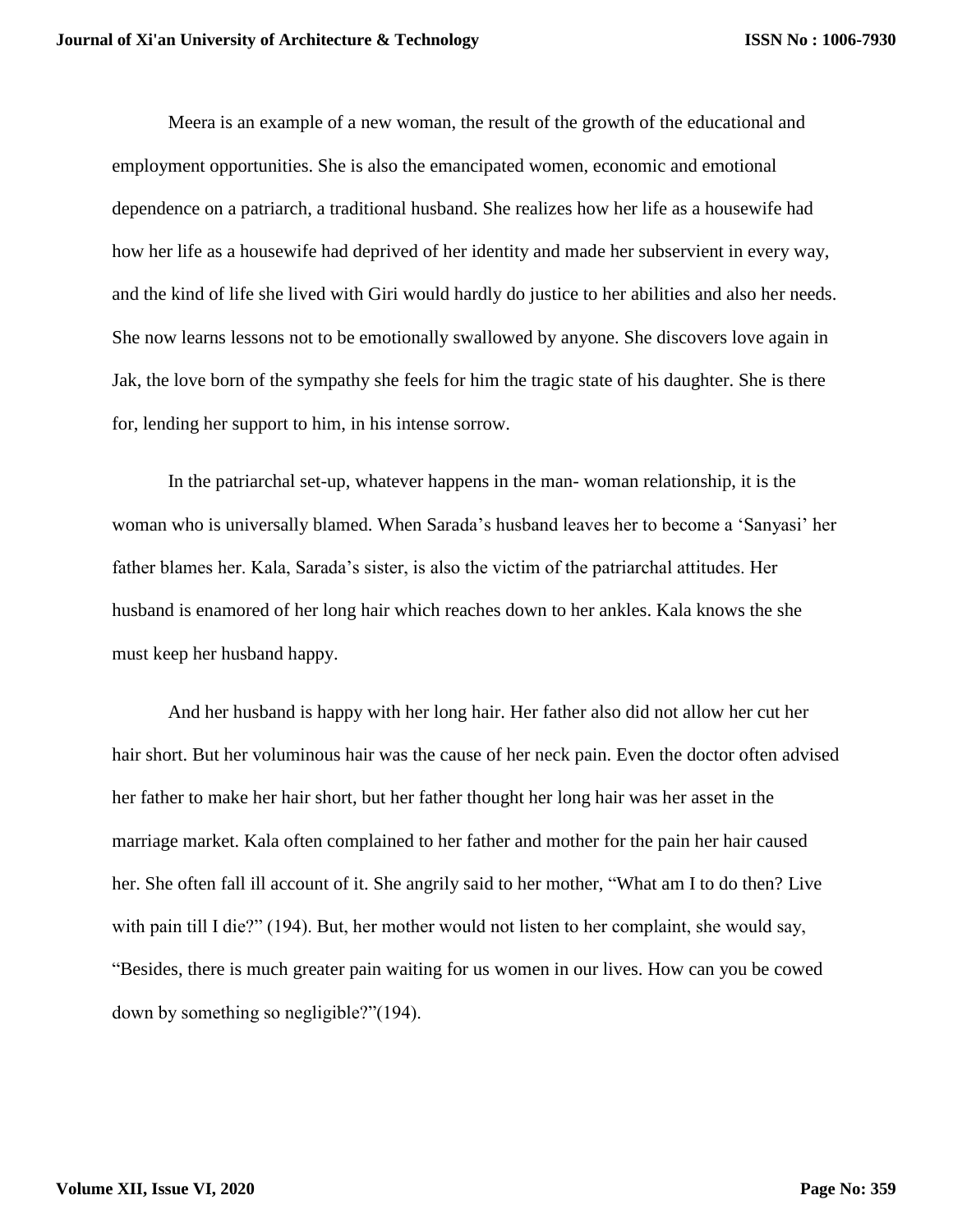Meera is an example of a new woman, the result of the growth of the educational and employment opportunities. She is also the emancipated women, economic and emotional dependence on a patriarch, a traditional husband. She realizes how her life as a housewife had how her life as a housewife had deprived of her identity and made her subservient in every way, and the kind of life she lived with Giri would hardly do justice to her abilities and also her needs. She now learns lessons not to be emotionally swallowed by anyone. She discovers love again in Jak, the love born of the sympathy she feels for him the tragic state of his daughter. She is there for, lending her support to him, in his intense sorrow.

In the patriarchal set-up, whatever happens in the man- woman relationship, it is the woman who is universally blamed. When Sarada's husband leaves her to become a 'Sanyasi' her father blames her. Kala, Sarada's sister, is also the victim of the patriarchal attitudes. Her husband is enamored of her long hair which reaches down to her ankles. Kala knows the she must keep her husband happy.

And her husband is happy with her long hair. Her father also did not allow her cut her hair short. But her voluminous hair was the cause of her neck pain. Even the doctor often advised her father to make her hair short, but her father thought her long hair was her asset in the marriage market. Kala often complained to her father and mother for the pain her hair caused her. She often fall ill account of it. She angrily said to her mother, "What am I to do then? Live with pain till I die?" (194). But, her mother would not listen to her complaint, she would say, "Besides, there is much greater pain waiting for us women in our lives. How can you be cowed down by something so negligible?"(194).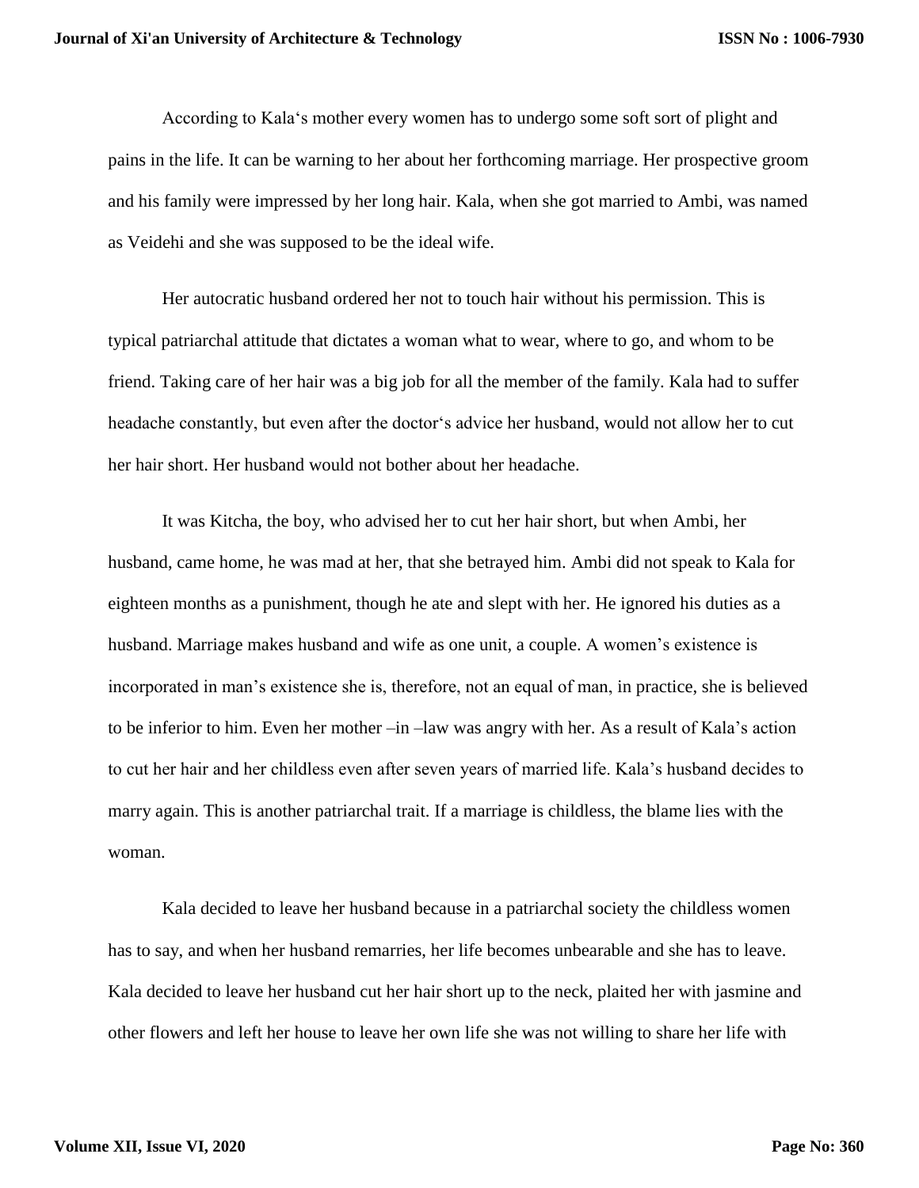According to Kala's mother every women has to undergo some soft sort of plight and pains in the life. It can be warning to her about her forthcoming marriage. Her prospective groom and his family were impressed by her long hair. Kala, when she got married to Ambi, was named as Veidehi and she was supposed to be the ideal wife.

Her autocratic husband ordered her not to touch hair without his permission. This is typical patriarchal attitude that dictates a woman what to wear, where to go, and whom to be friend. Taking care of her hair was a big job for all the member of the family. Kala had to suffer headache constantly, but even after the doctor's advice her husband, would not allow her to cut her hair short. Her husband would not bother about her headache.

It was Kitcha, the boy, who advised her to cut her hair short, but when Ambi, her husband, came home, he was mad at her, that she betrayed him. Ambi did not speak to Kala for eighteen months as a punishment, though he ate and slept with her. He ignored his duties as a husband. Marriage makes husband and wife as one unit, a couple. A women's existence is incorporated in man's existence she is, therefore, not an equal of man, in practice, she is believed to be inferior to him. Even her mother –in –law was angry with her. As a result of Kala's action to cut her hair and her childless even after seven years of married life. Kala's husband decides to marry again. This is another patriarchal trait. If a marriage is childless, the blame lies with the woman.

Kala decided to leave her husband because in a patriarchal society the childless women has to say, and when her husband remarries, her life becomes unbearable and she has to leave. Kala decided to leave her husband cut her hair short up to the neck, plaited her with jasmine and other flowers and left her house to leave her own life she was not willing to share her life with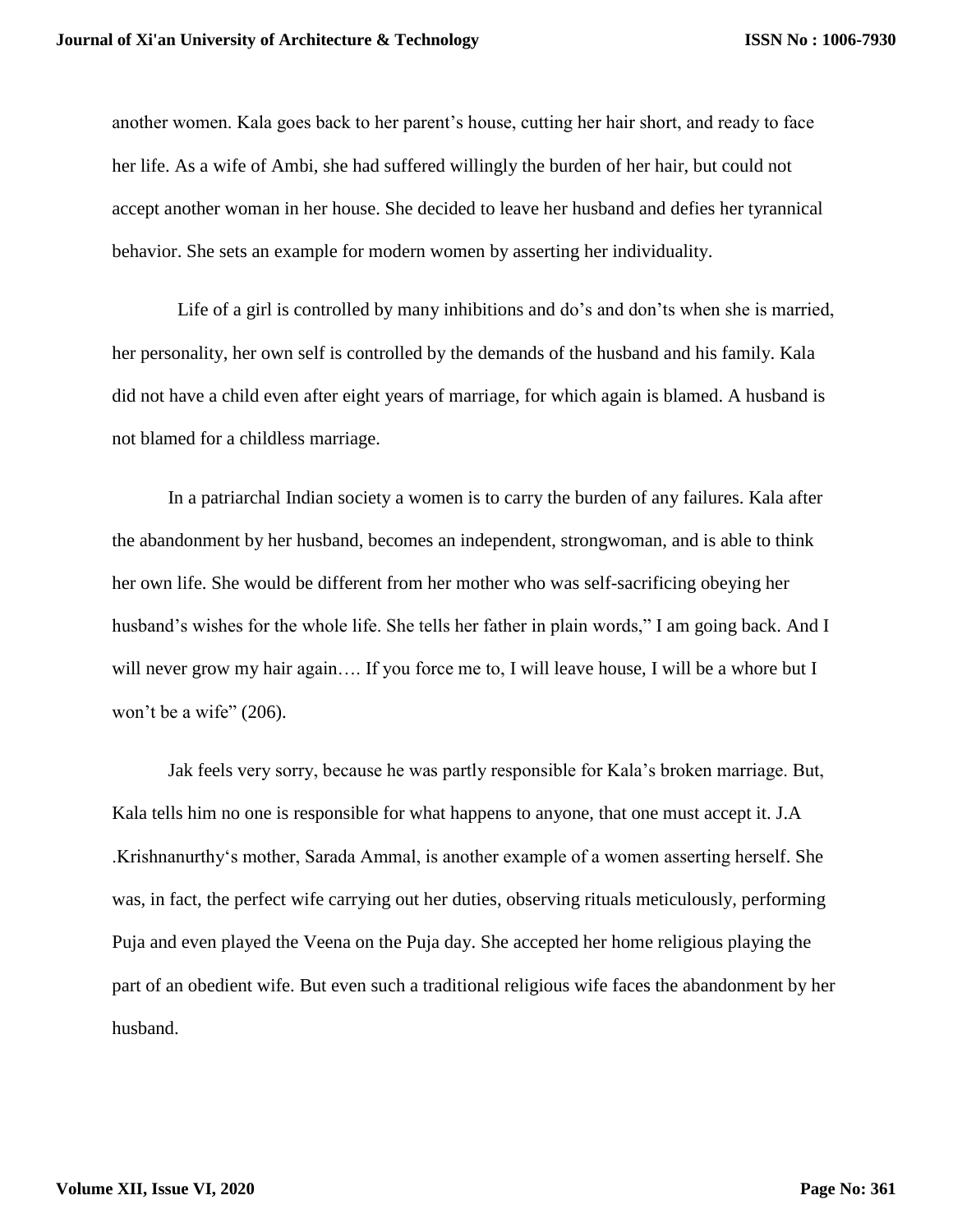another women. Kala goes back to her parent's house, cutting her hair short, and ready to face her life. As a wife of Ambi, she had suffered willingly the burden of her hair, but could not accept another woman in her house. She decided to leave her husband and defies her tyrannical behavior. She sets an example for modern women by asserting her individuality.

Life of a girl is controlled by many inhibitions and do's and don'ts when she is married, her personality, her own self is controlled by the demands of the husband and his family. Kala did not have a child even after eight years of marriage, for which again is blamed. A husband is not blamed for a childless marriage.

In a patriarchal Indian society a women is to carry the burden of any failures. Kala after the abandonment by her husband, becomes an independent, strongwoman, and is able to think her own life. She would be different from her mother who was self-sacrificing obeying her husband's wishes for the whole life. She tells her father in plain words," I am going back. And I will never grow my hair again…. If you force me to, I will leave house, I will be a whore but I won't be a wife" (206).

Jak feels very sorry, because he was partly responsible for Kala's broken marriage. But, Kala tells him no one is responsible for what happens to anyone, that one must accept it. J.A .Krishnanurthy's mother, Sarada Ammal, is another example of a women asserting herself. She was, in fact, the perfect wife carrying out her duties, observing rituals meticulously, performing Puja and even played the Veena on the Puja day. She accepted her home religious playing the part of an obedient wife. But even such a traditional religious wife faces the abandonment by her husband.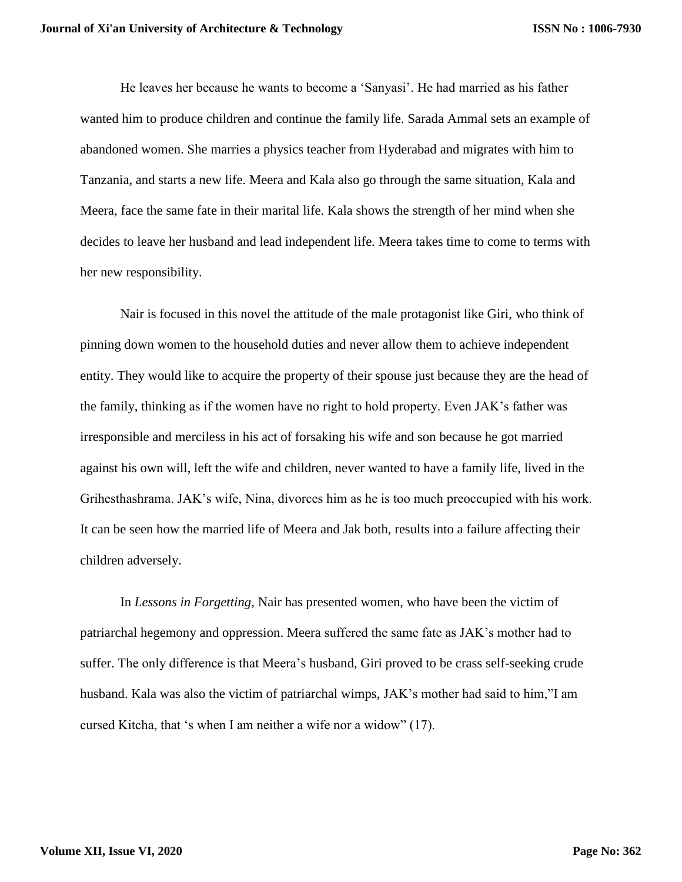He leaves her because he wants to become a 'Sanyasi'. He had married as his father wanted him to produce children and continue the family life. Sarada Ammal sets an example of abandoned women. She marries a physics teacher from Hyderabad and migrates with him to Tanzania, and starts a new life. Meera and Kala also go through the same situation, Kala and Meera, face the same fate in their marital life. Kala shows the strength of her mind when she decides to leave her husband and lead independent life. Meera takes time to come to terms with her new responsibility.

Nair is focused in this novel the attitude of the male protagonist like Giri, who think of pinning down women to the household duties and never allow them to achieve independent entity. They would like to acquire the property of their spouse just because they are the head of the family, thinking as if the women have no right to hold property. Even JAK's father was irresponsible and merciless in his act of forsaking his wife and son because he got married against his own will, left the wife and children, never wanted to have a family life, lived in the Grihesthashrama. JAK's wife, Nina, divorces him as he is too much preoccupied with his work. It can be seen how the married life of Meera and Jak both, results into a failure affecting their children adversely.

In *Lessons in Forgetting*, Nair has presented women, who have been the victim of patriarchal hegemony and oppression. Meera suffered the same fate as JAK's mother had to suffer. The only difference is that Meera's husband, Giri proved to be crass self-seeking crude husband. Kala was also the victim of patriarchal wimps, JAK's mother had said to him,"I am cursed Kitcha, that 's when I am neither a wife nor a widow" (17).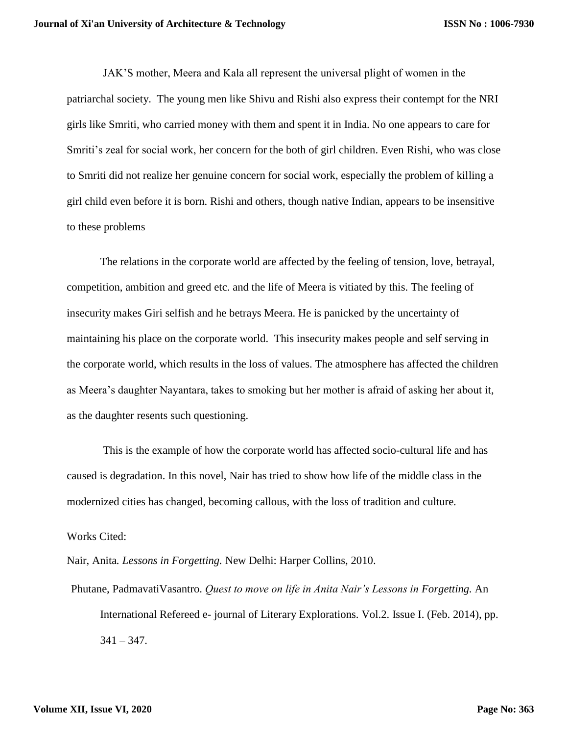JAK'S mother, Meera and Kala all represent the universal plight of women in the patriarchal society. The young men like Shivu and Rishi also express their contempt for the NRI girls like Smriti, who carried money with them and spent it in India. No one appears to care for Smriti's zeal for social work, her concern for the both of girl children. Even Rishi, who was close to Smriti did not realize her genuine concern for social work, especially the problem of killing a girl child even before it is born. Rishi and others, though native Indian, appears to be insensitive to these problems

The relations in the corporate world are affected by the feeling of tension, love, betrayal, competition, ambition and greed etc. and the life of Meera is vitiated by this. The feeling of insecurity makes Giri selfish and he betrays Meera. He is panicked by the uncertainty of maintaining his place on the corporate world. This insecurity makes people and self serving in the corporate world, which results in the loss of values. The atmosphere has affected the children as Meera's daughter Nayantara, takes to smoking but her mother is afraid of asking her about it, as the daughter resents such questioning.

This is the example of how the corporate world has affected socio-cultural life and has caused is degradation. In this novel, Nair has tried to show how life of the middle class in the modernized cities has changed, becoming callous, with the loss of tradition and culture.

Works Cited:

Nair, Anita. *Lessons in Forgetting.* New Delhi: Harper Collins, 2010.

Phutane, PadmavatiVasantro. *Quest to move on life in Anita Nair's Lessons in Forgetting.* An International Refereed e- journal of Literary Explorations. Vol.2. Issue I. (Feb. 2014), pp. 341 – 347.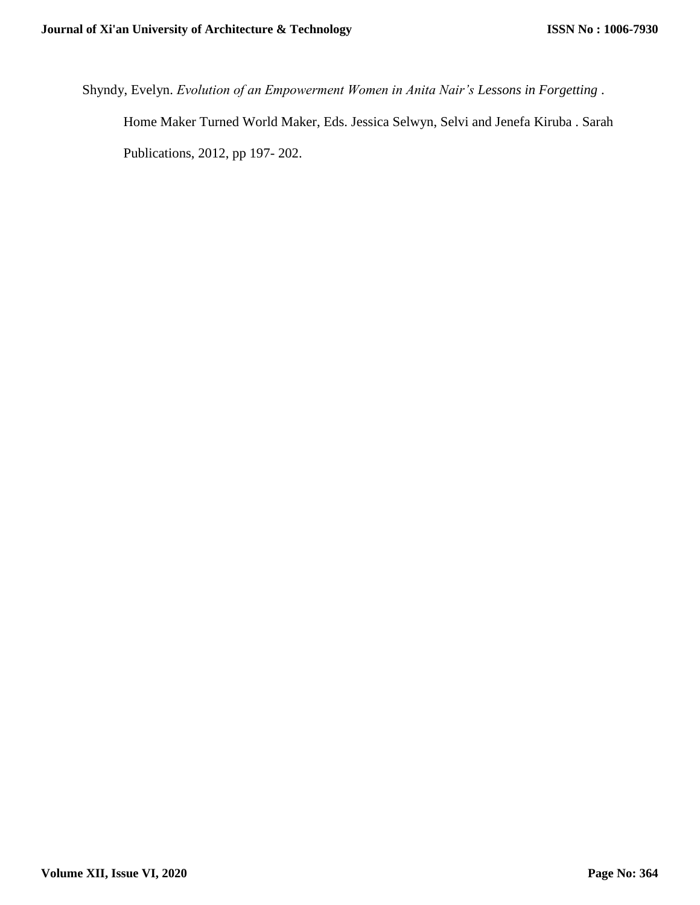Shyndy, Evelyn. *Evolution of an Empowerment Women in Anita Nair's Lessons in Forgetting* . Home Maker Turned World Maker, Eds. Jessica Selwyn, Selvi and Jenefa Kiruba . Sarah Publications, 2012, pp 197- 202.